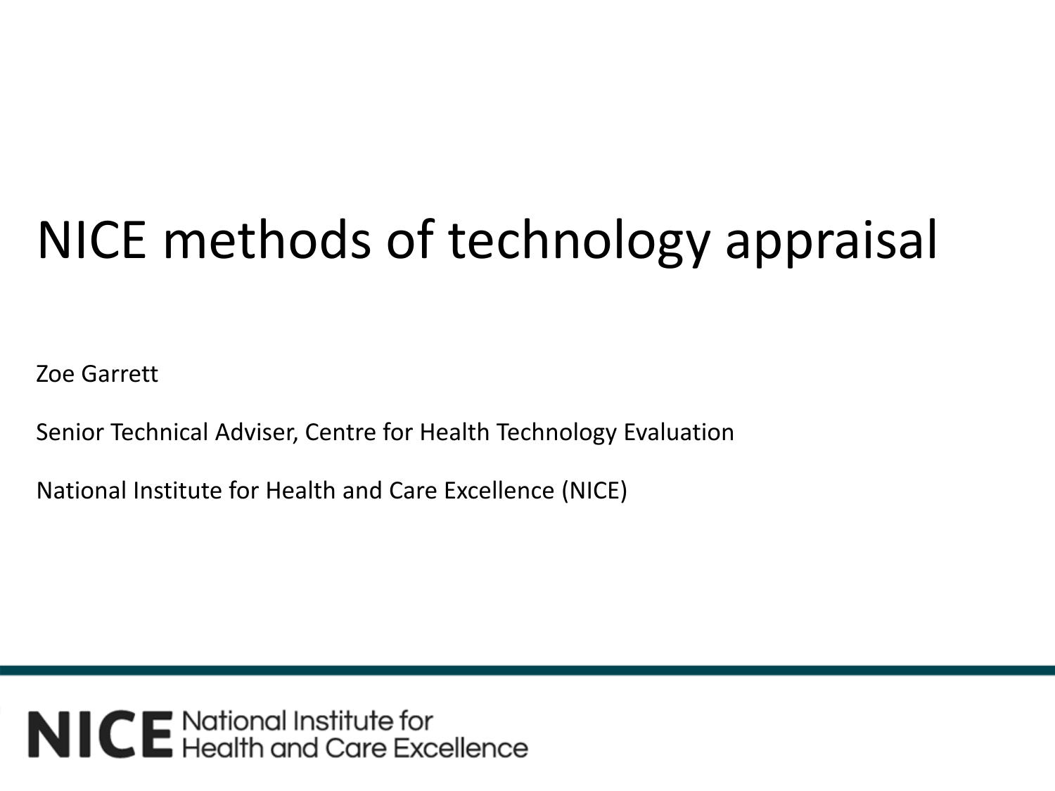# NICE methods of technology appraisal

Zoe Garrett

Senior Technical Adviser, Centre for Health Technology Evaluation

National Institute for Health and Care Excellence (NICE)

NICE National Institute for Health and Care Excellence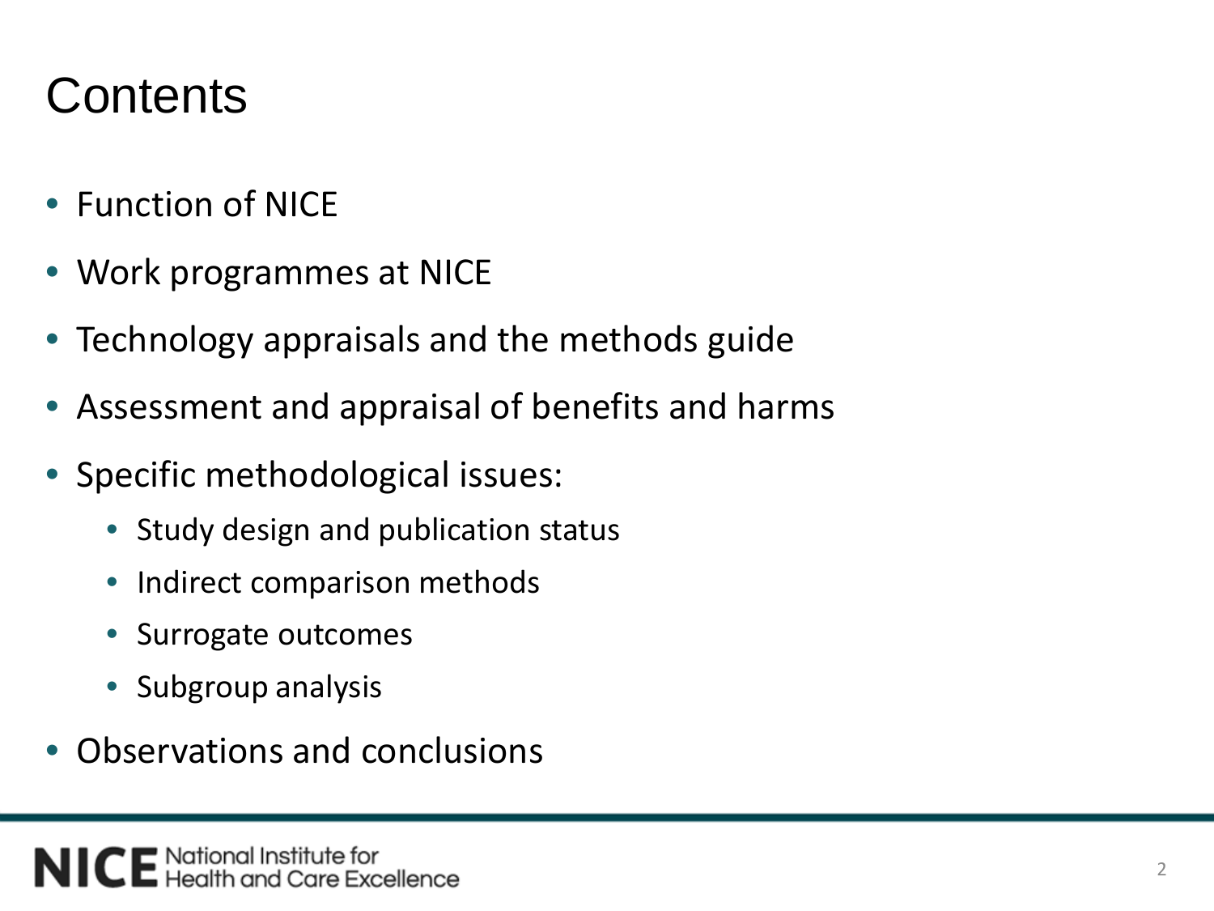# Contents

- Function of NICE
- Work programmes at NICE
- Technology appraisals and the methods guide
- Assessment and appraisal of benefits and harms
- Specific methodological issues:
  - Study design and publication status
  - Indirect comparison methods
  - Surrogate outcomes
  - Subgroup analysis
- Observations and conclusions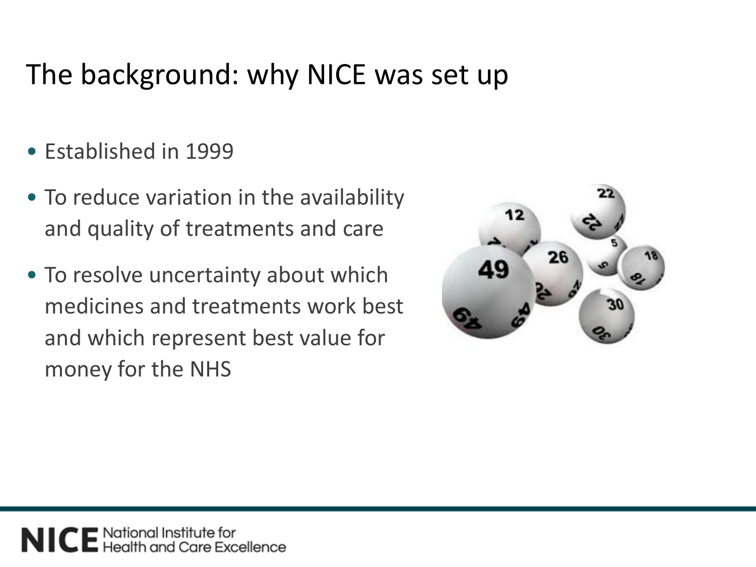# The background: why NICE was set up

- Established in 1999
- To reduce variation in the availability and quality of treatments and care
- To resolve uncertainty about which medicines and treatments work best and which represent best value for money for the NHS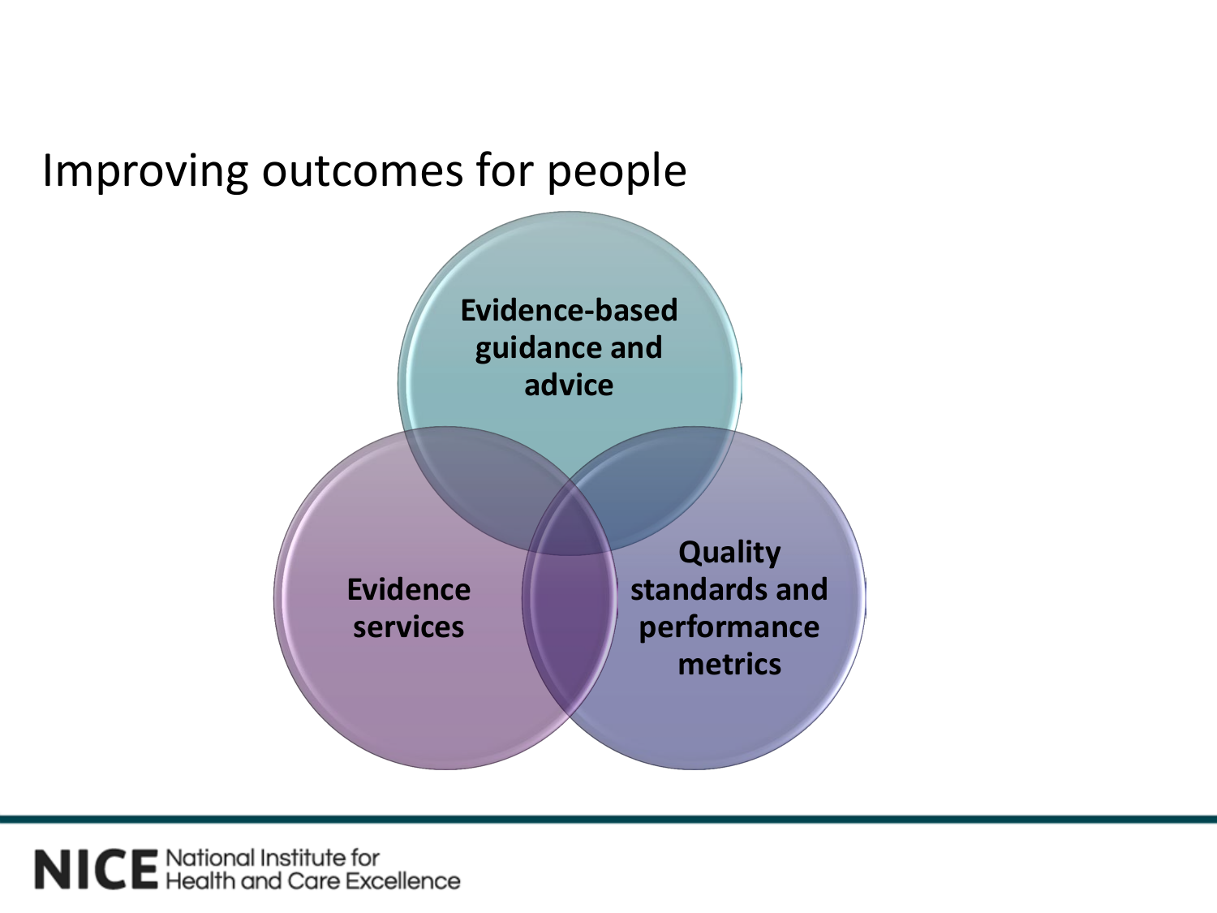# Improving outcomes for people

**Evidence-based guidance and advice**

**Evidence services**

**Quality standards and performance metrics**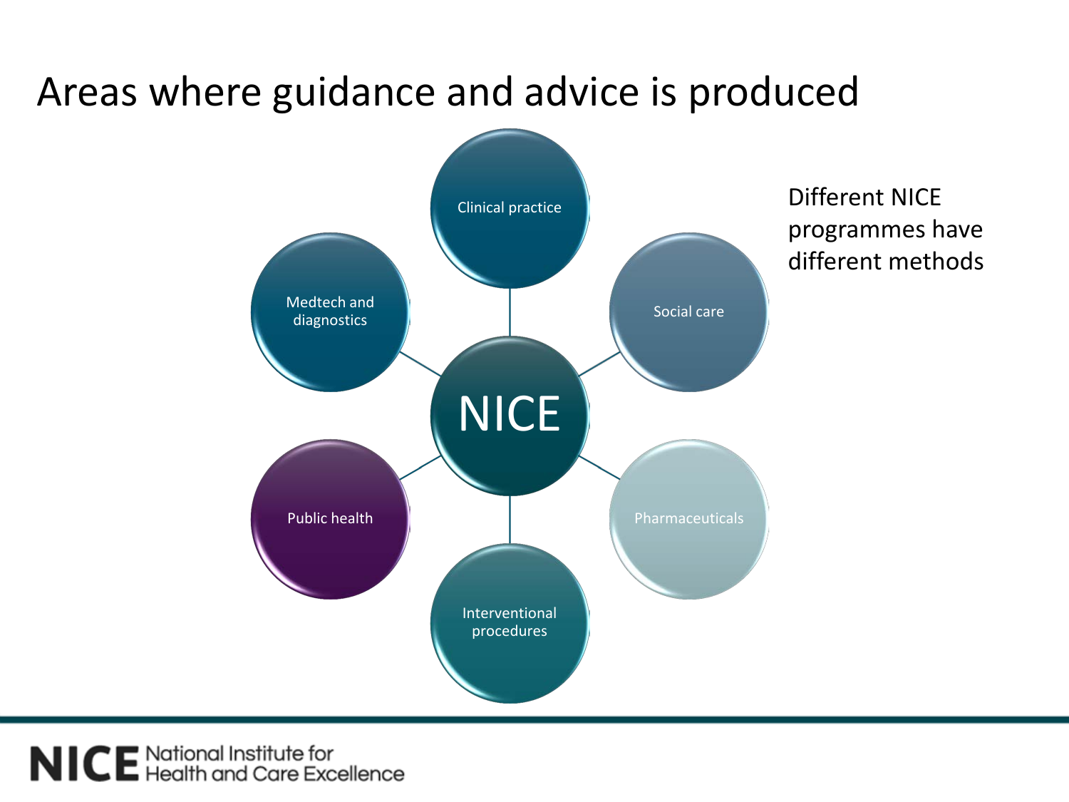# Areas where guidance and advice is produced

NICE

- Clinical practice
- Social care
- Pharmaceuticals
- Interventional procedures
- Public health
- Medtech and diagnostics

Different NICE programmes have different methods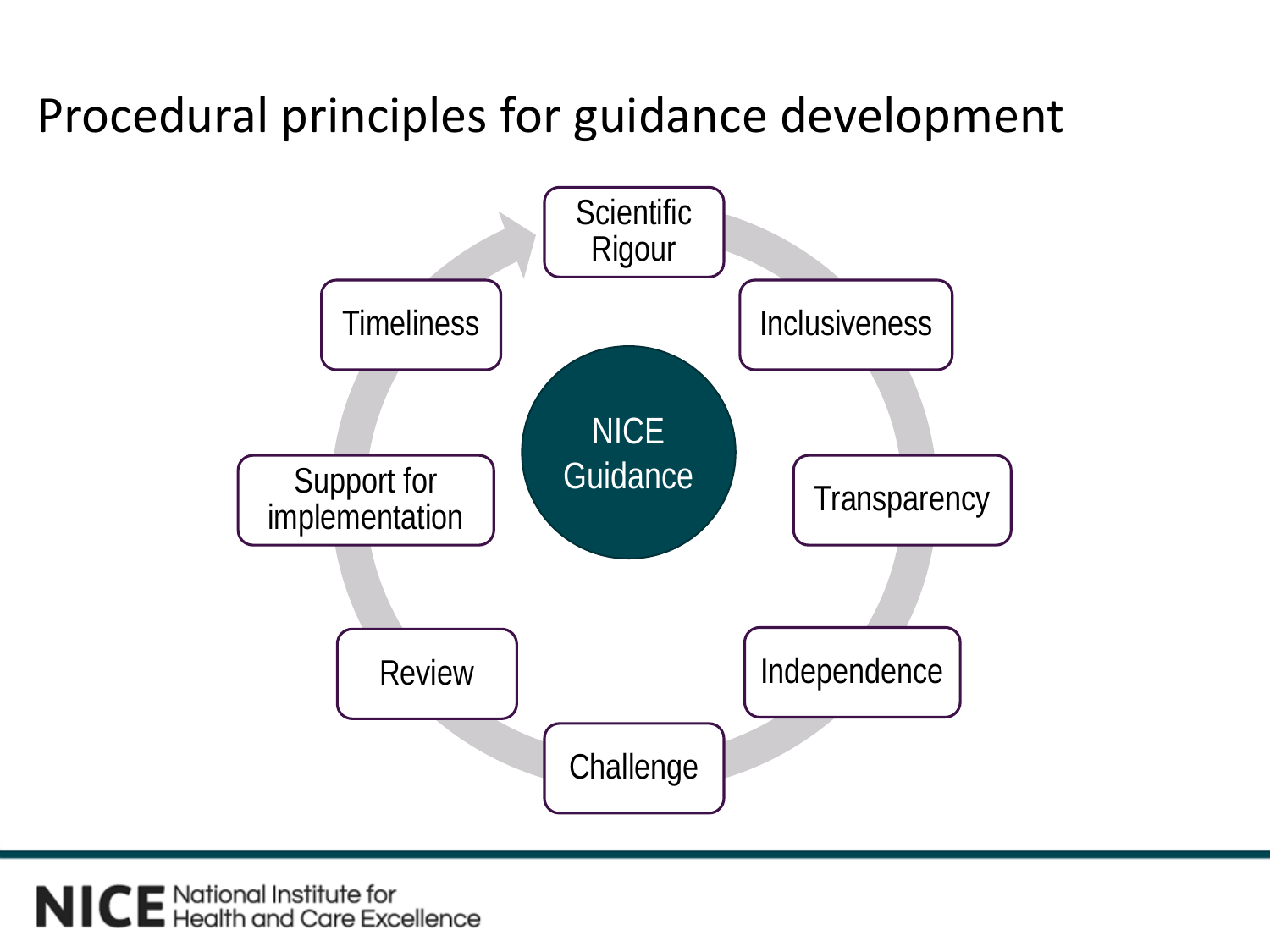# Procedural principles for guidance development

- Scientific Rigour
- Inclusiveness
- Transparency
- Independence
- Challenge
- Review
- Support for implementation
- Timeliness

NICE Guidance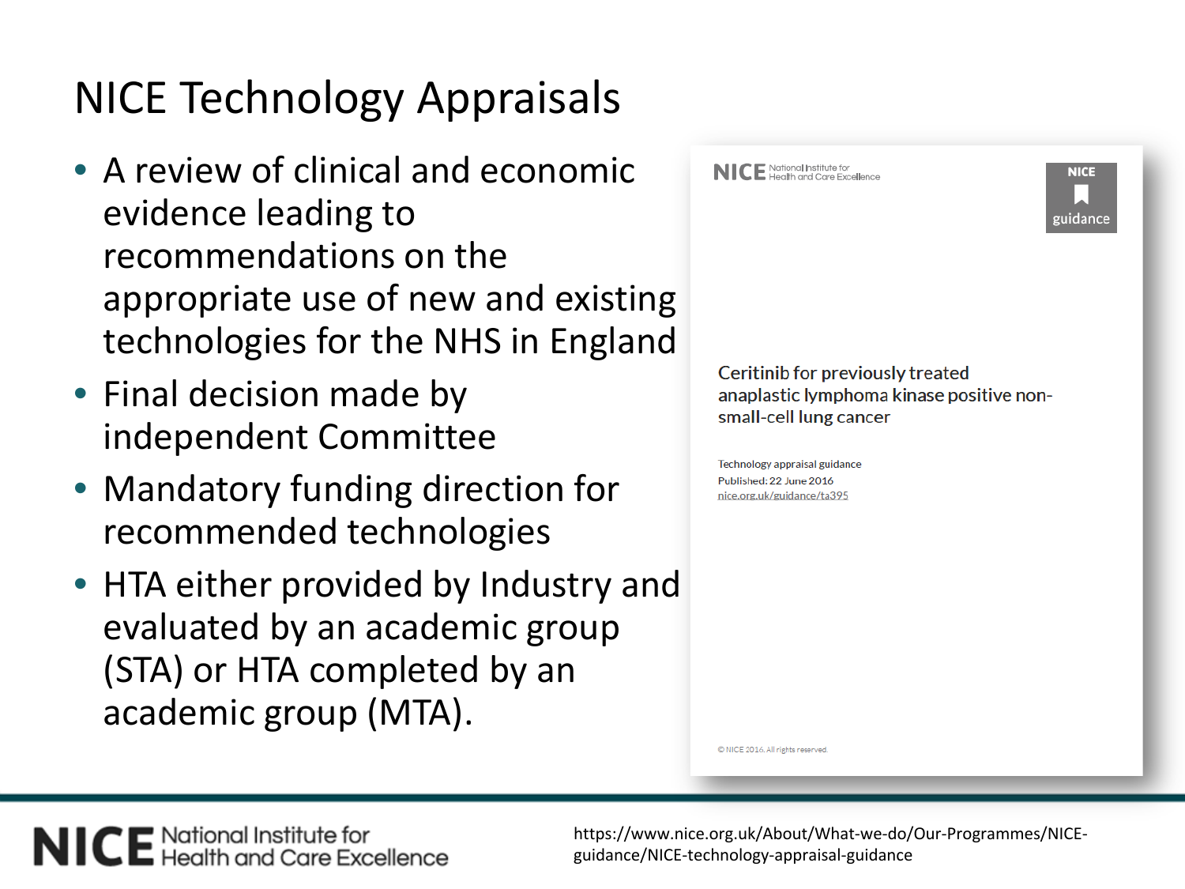# NICE Technology Appraisals

- A review of clinical and economic evidence leading to recommendations on the appropriate use of new and existing technologies for the NHS in England
- Final decision made by independent Committee
- Mandatory funding direction for recommended technologies
- HTA either provided by Industry and evaluated by an academic group (STA) or HTA completed by an academic group (MTA).

NICE National Institute for Health and Care Excellence

NICE guidance

Ceritinib for previously treated anaplastic lymphoma kinase positive non-small-cell lung cancer

Technology appraisal guidance
Published: 22 June 2016
nice.org.uk/guidance/ta395

© NICE 2016. All rights reserved.

https://www.nice.org.uk/About/What-we-do/Our-Programmes/NICE-guidance/NICE-technology-appraisal-guidance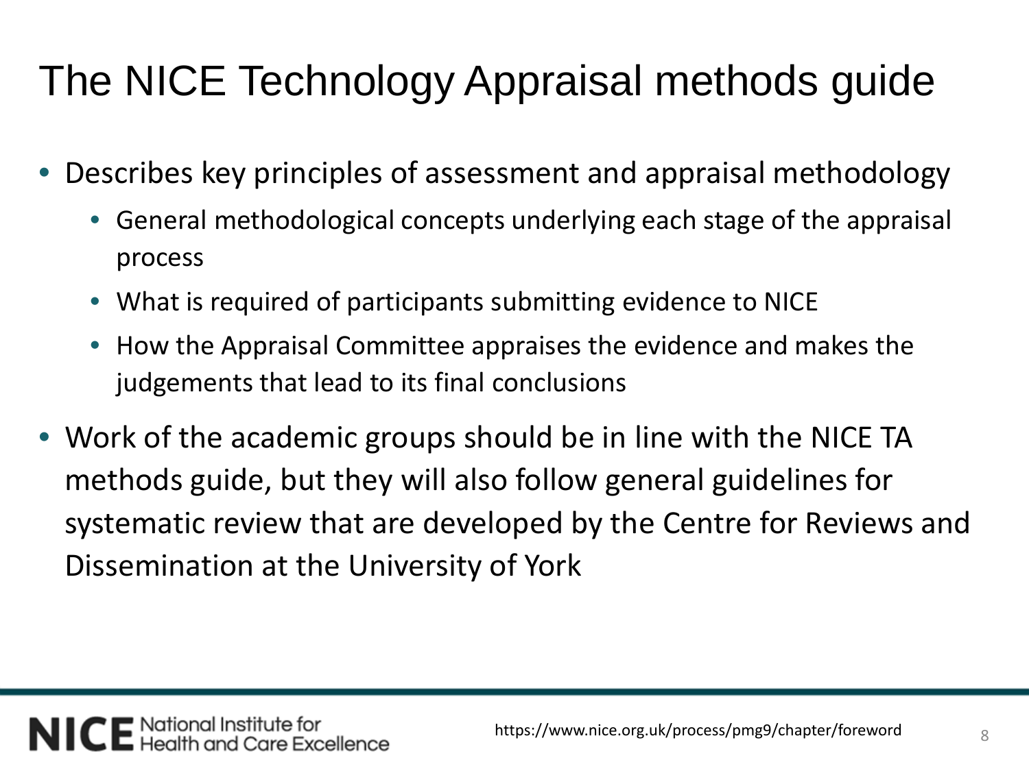# The NICE Technology Appraisal methods guide

- Describes key principles of assessment and appraisal methodology
  - General methodological concepts underlying each stage of the appraisal process
  - What is required of participants submitting evidence to NICE
  - How the Appraisal Committee appraises the evidence and makes the judgements that lead to its final conclusions
- Work of the academic groups should be in line with the NICE TA methods guide, but they will also follow general guidelines for systematic review that are developed by the Centre for Reviews and Dissemination at the University of York

https://www.nice.org.uk/process/pmg9/chapter/foreword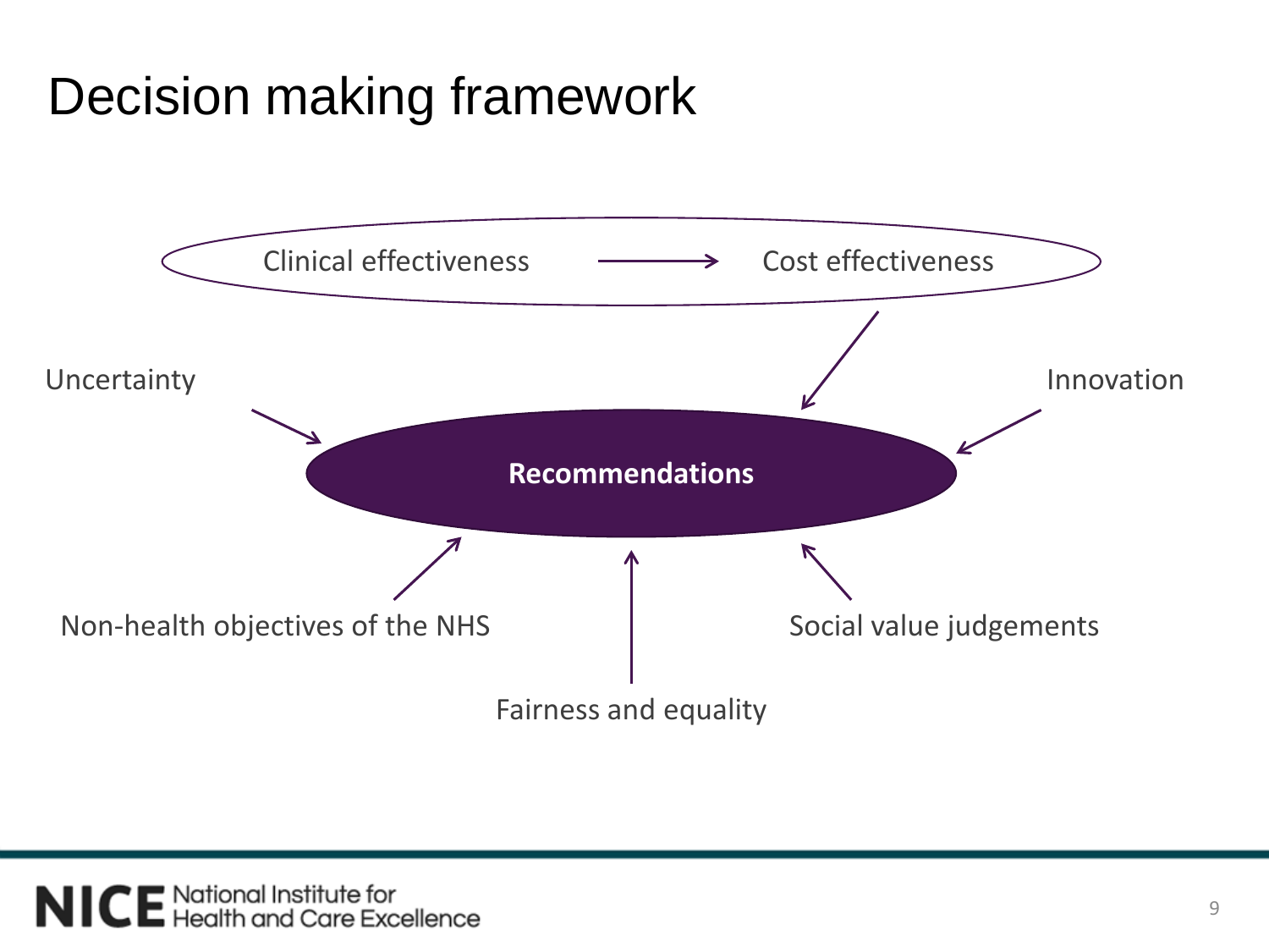# Decision making framework

Clinical effectiveness → Cost effectiveness

Uncertainty

Innovation

**Recommendations**

Non-health objectives of the NHS

Social value judgements

Fairness and equality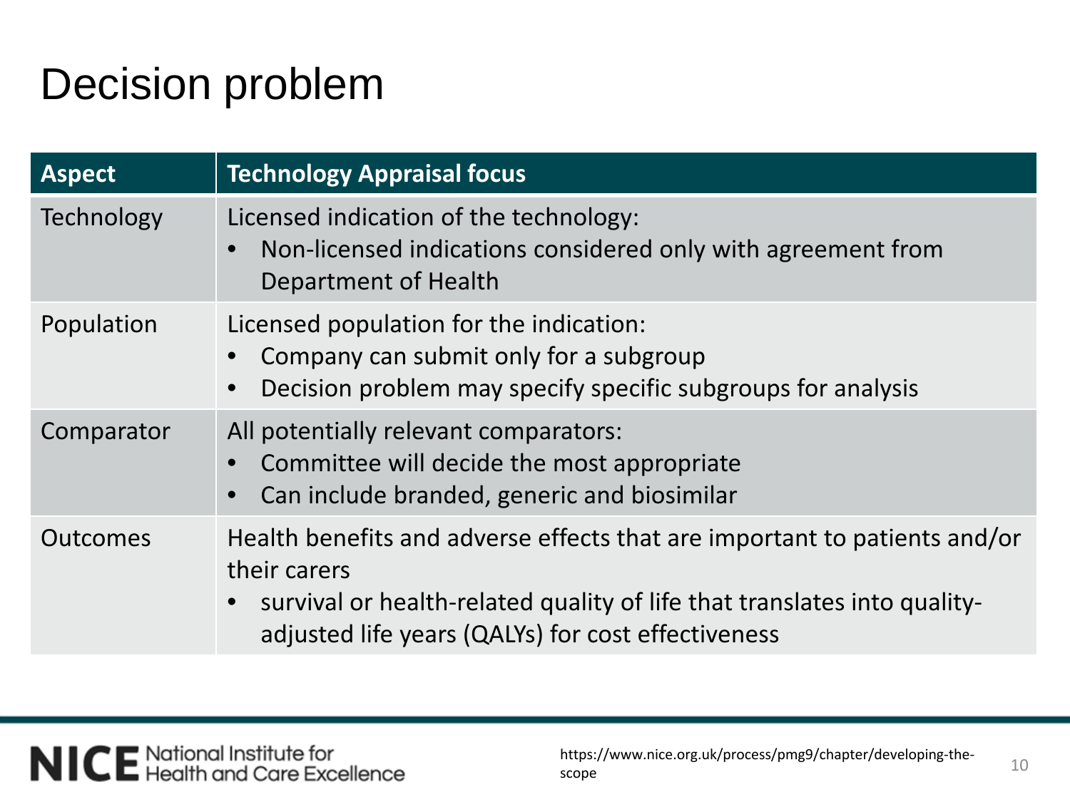# Decision problem

| Aspect | Technology Appraisal focus |
|---|---|
| Technology | Licensed indication of the technology:<br>• Non-licensed indications considered only with agreement from Department of Health |
| Population | Licensed population for the indication:<br>• Company can submit only for a subgroup<br>• Decision problem may specify specific subgroups for analysis |
| Comparator | All potentially relevant comparators:<br>• Committee will decide the most appropriate<br>• Can include branded, generic and biosimilar |
| Outcomes | Health benefits and adverse effects that are important to patients and/or their carers<br>• survival or health-related quality of life that translates into quality-adjusted life years (QALYs) for cost effectiveness |

https://www.nice.org.uk/process/pmg9/chapter/developing-the-scope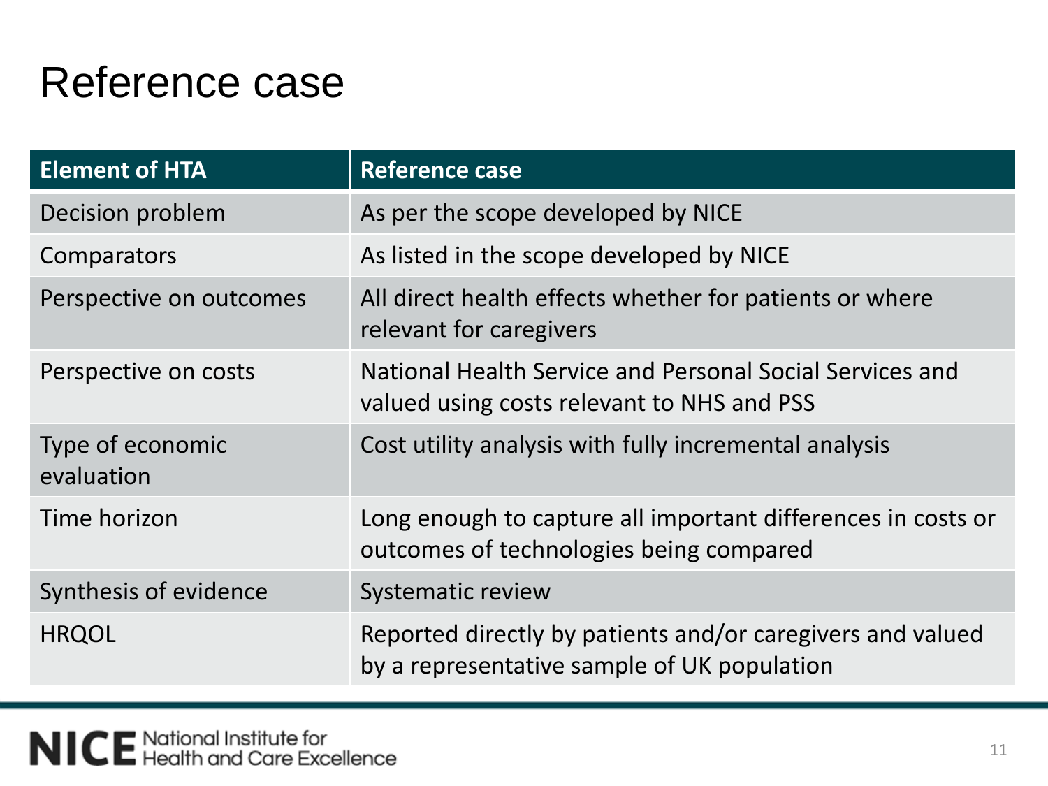# Reference case

| Element of HTA | Reference case |
|---|---|
| Decision problem | As per the scope developed by NICE |
| Comparators | As listed in the scope developed by NICE |
| Perspective on outcomes | All direct health effects whether for patients or where relevant for caregivers |
| Perspective on costs | National Health Service and Personal Social Services and valued using costs relevant to NHS and PSS |
| Type of economic evaluation | Cost utility analysis with fully incremental analysis |
| Time horizon | Long enough to capture all important differences in costs or outcomes of technologies being compared |
| Synthesis of evidence | Systematic review |
| HRQOL | Reported directly by patients and/or caregivers and valued by a representative sample of UK population |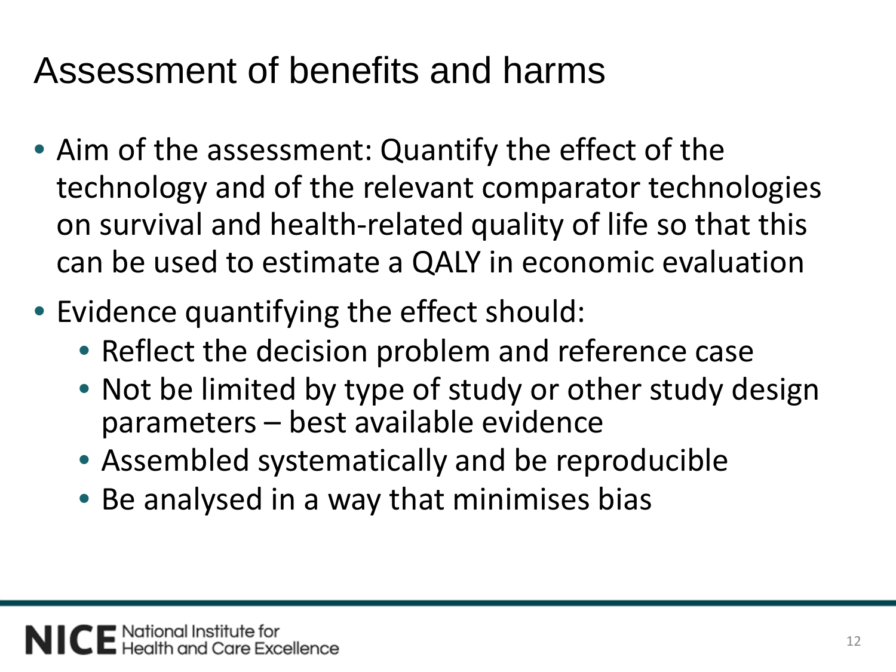# Assessment of benefits and harms

- Aim of the assessment: Quantify the effect of the technology and of the relevant comparator technologies on survival and health-related quality of life so that this can be used to estimate a QALY in economic evaluation
- Evidence quantifying the effect should:
  - Reflect the decision problem and reference case
  - Not be limited by type of study or other study design parameters – best available evidence
  - Assembled systematically and be reproducible
  - Be analysed in a way that minimises bias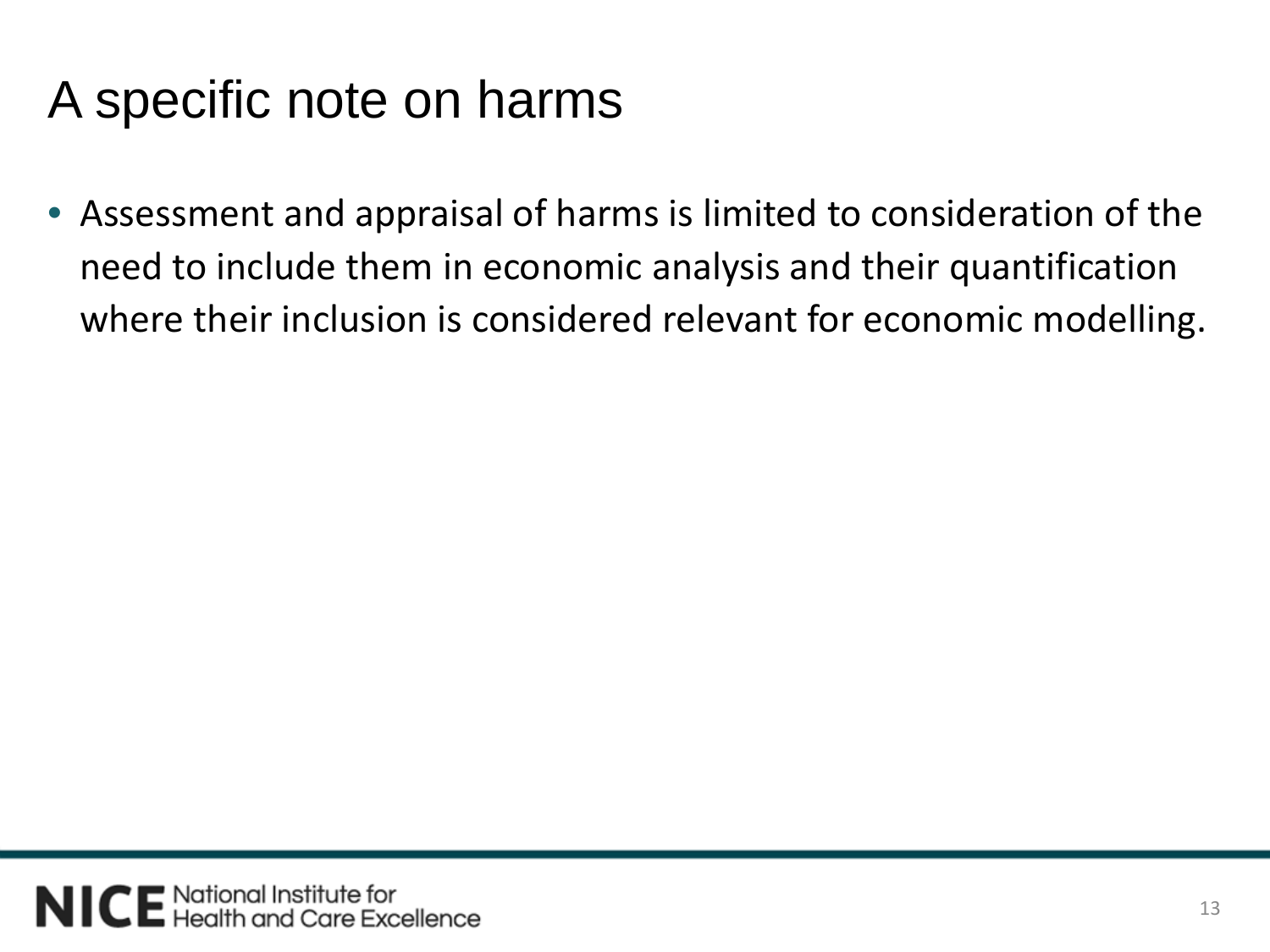# A specific note on harms

- Assessment and appraisal of harms is limited to consideration of the need to include them in economic analysis and their quantification where their inclusion is considered relevant for economic modelling.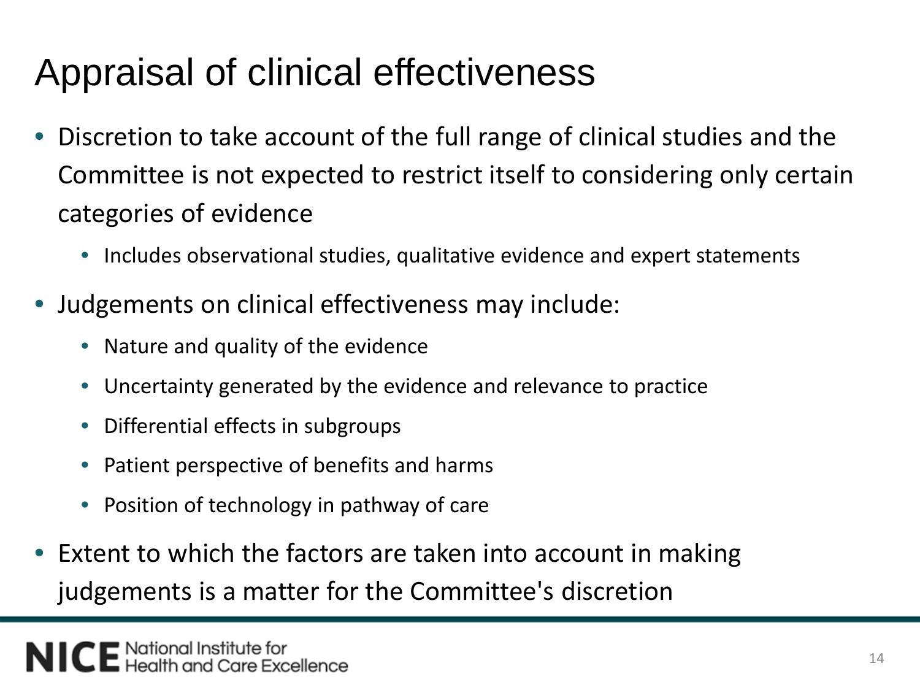# Appraisal of clinical effectiveness

- Discretion to take account of the full range of clinical studies and the Committee is not expected to restrict itself to considering only certain categories of evidence
  - Includes observational studies, qualitative evidence and expert statements
- Judgements on clinical effectiveness may include:
  - Nature and quality of the evidence
  - Uncertainty generated by the evidence and relevance to practice
  - Differential effects in subgroups
  - Patient perspective of benefits and harms
  - Position of technology in pathway of care
- Extent to which the factors are taken into account in making judgements is a matter for the Committee's discretion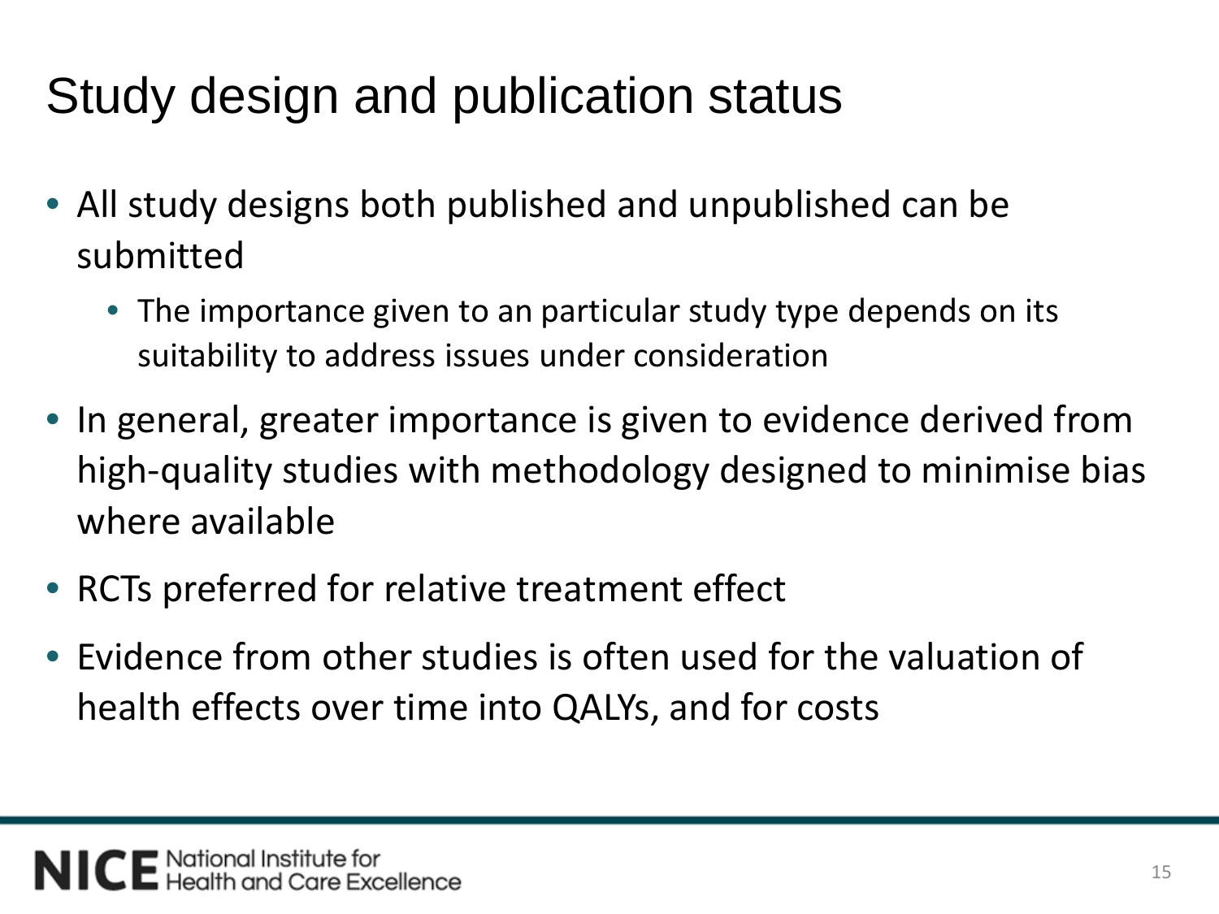# Study design and publication status

- All study designs both published and unpublished can be submitted
  - The importance given to an particular study type depends on its suitability to address issues under consideration
- In general, greater importance is given to evidence derived from high-quality studies with methodology designed to minimise bias where available
- RCTs preferred for relative treatment effect
- Evidence from other studies is often used for the valuation of health effects over time into QALYs, and for costs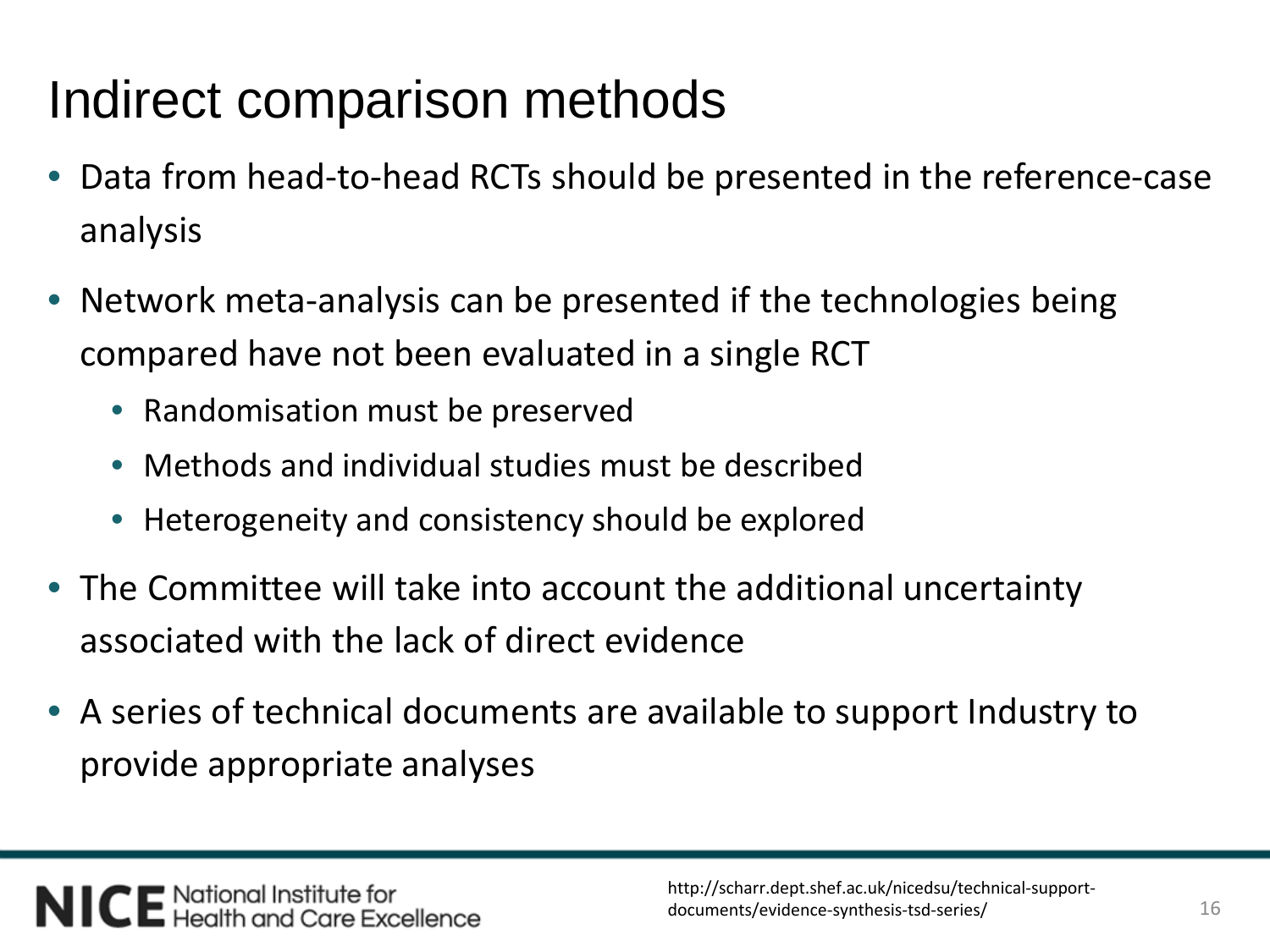# Indirect comparison methods

- Data from head-to-head RCTs should be presented in the reference-case analysis
- Network meta-analysis can be presented if the technologies being compared have not been evaluated in a single RCT
  - Randomisation must be preserved
  - Methods and individual studies must be described
  - Heterogeneity and consistency should be explored
- The Committee will take into account the additional uncertainty associated with the lack of direct evidence
- A series of technical documents are available to support Industry to provide appropriate analyses

NICE National Institute for Health and Care Excellence

http://scharr.dept.shef.ac.uk/nicedsu/technical-support-documents/evidence-synthesis-tsd-series/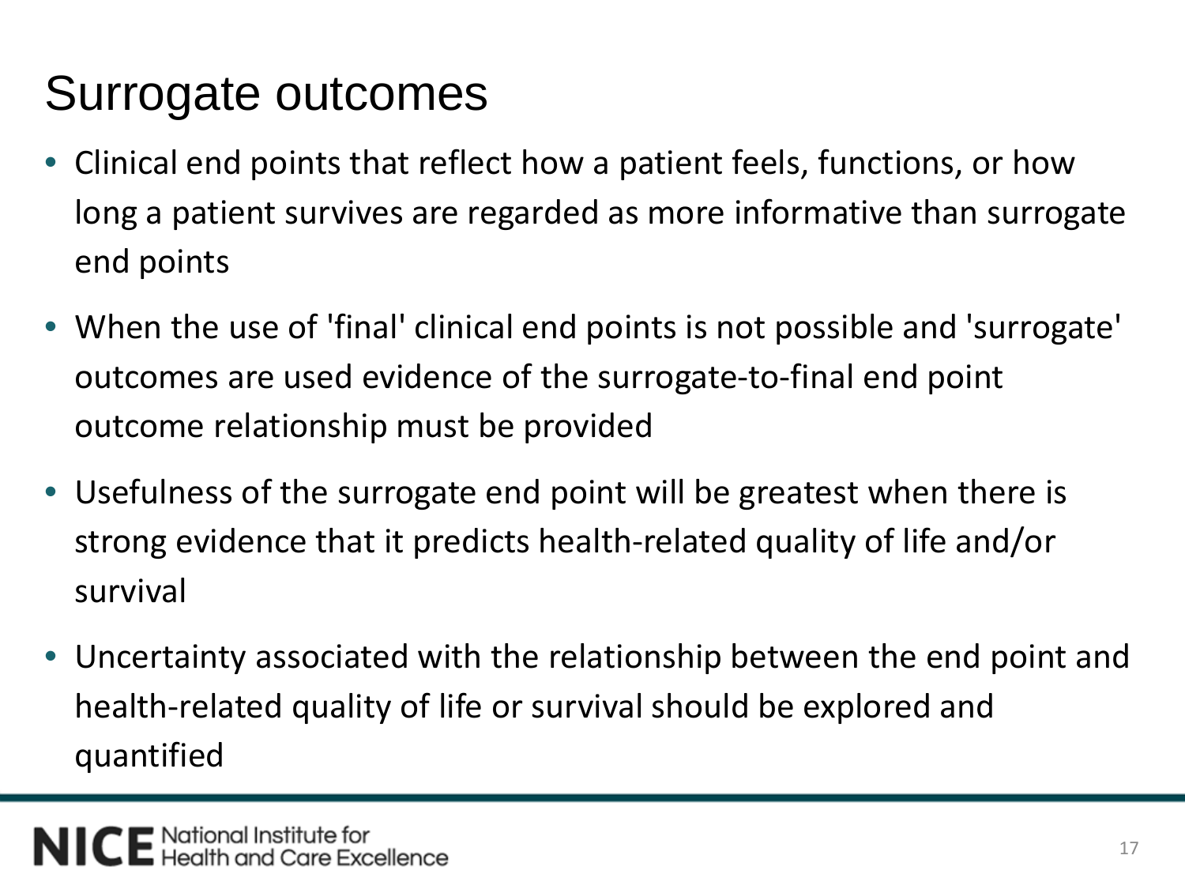# Surrogate outcomes

- Clinical end points that reflect how a patient feels, functions, or how long a patient survives are regarded as more informative than surrogate end points
- When the use of 'final' clinical end points is not possible and 'surrogate' outcomes are used evidence of the surrogate-to-final end point outcome relationship must be provided
- Usefulness of the surrogate end point will be greatest when there is strong evidence that it predicts health-related quality of life and/or survival
- Uncertainty associated with the relationship between the end point and health-related quality of life or survival should be explored and quantified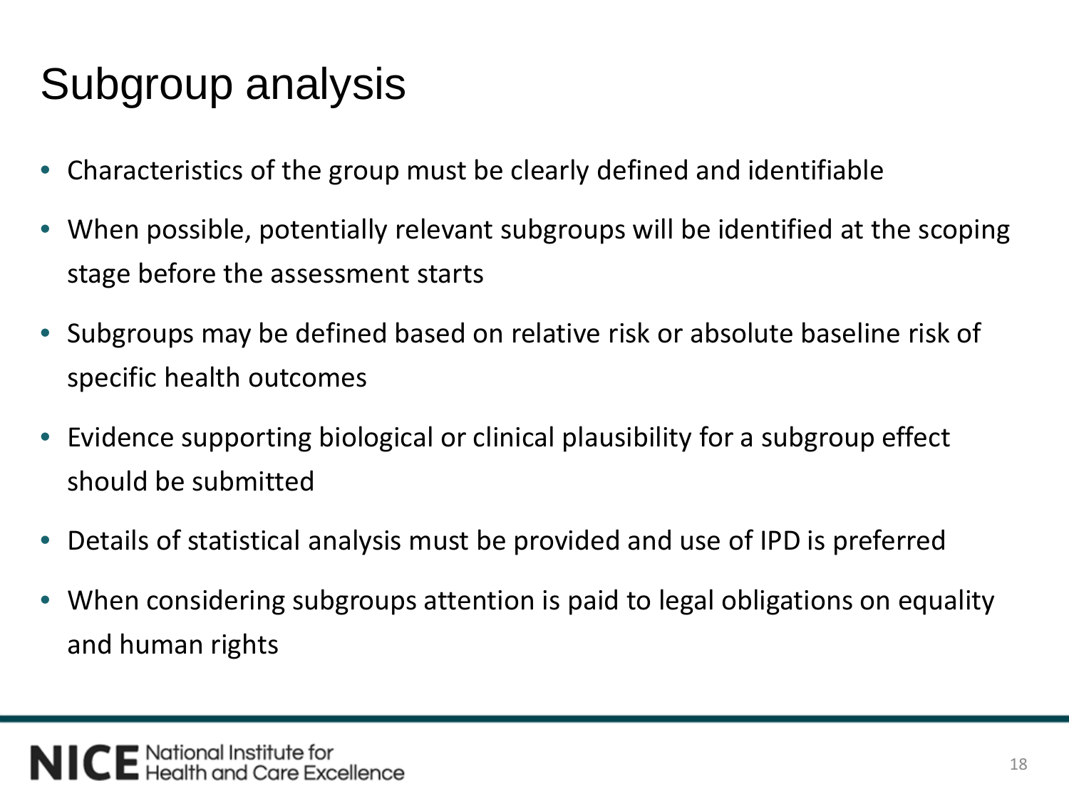# Subgroup analysis

- Characteristics of the group must be clearly defined and identifiable
- When possible, potentially relevant subgroups will be identified at the scoping stage before the assessment starts
- Subgroups may be defined based on relative risk or absolute baseline risk of specific health outcomes
- Evidence supporting biological or clinical plausibility for a subgroup effect should be submitted
- Details of statistical analysis must be provided and use of IPD is preferred
- When considering subgroups attention is paid to legal obligations on equality and human rights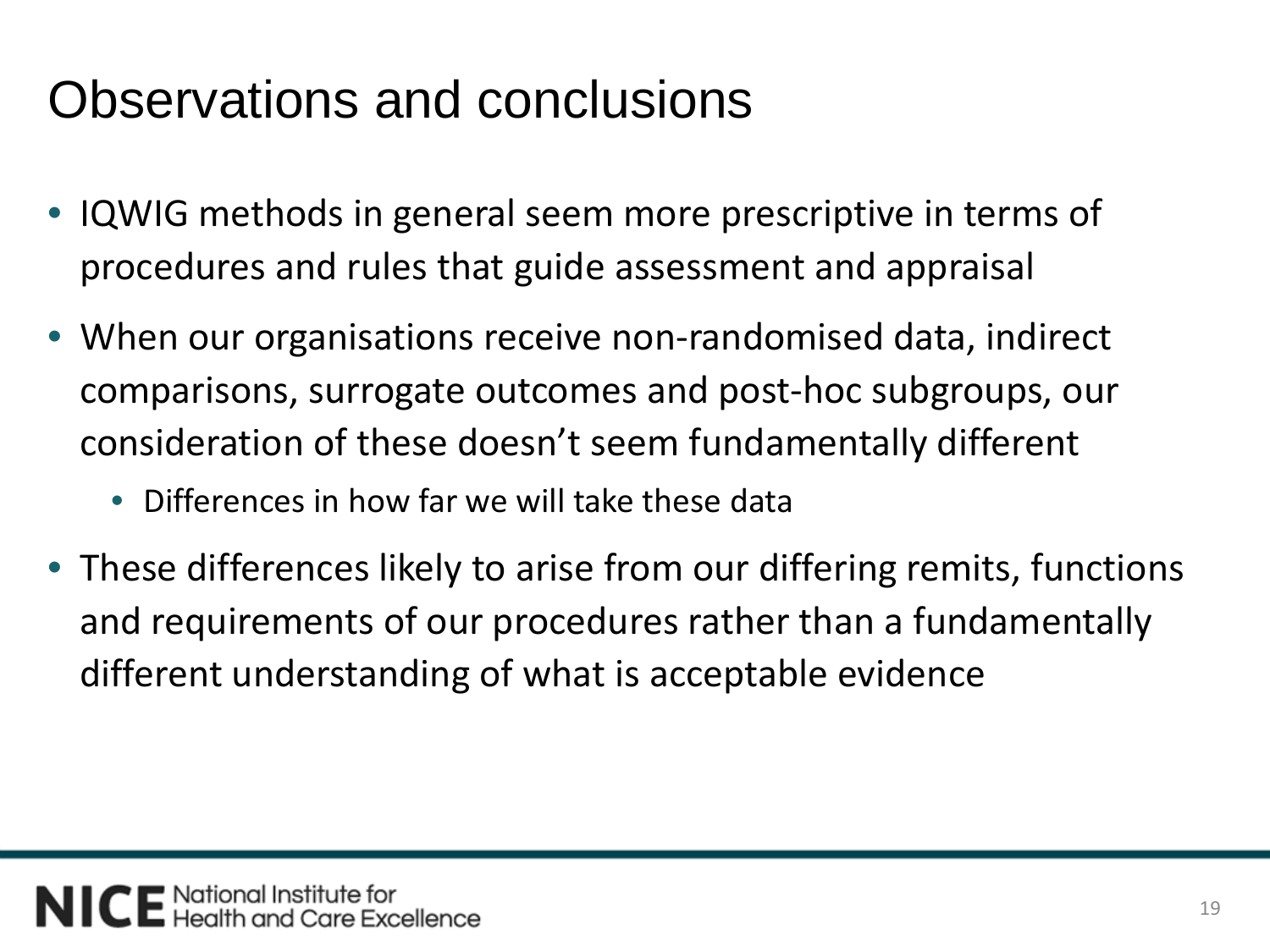# Observations and conclusions

- IQWIG methods in general seem more prescriptive in terms of procedures and rules that guide assessment and appraisal
- When our organisations receive non-randomised data, indirect comparisons, surrogate outcomes and post-hoc subgroups, our consideration of these doesn't seem fundamentally different
  - Differences in how far we will take these data
- These differences likely to arise from our differing remits, functions and requirements of our procedures rather than a fundamentally different understanding of what is acceptable evidence